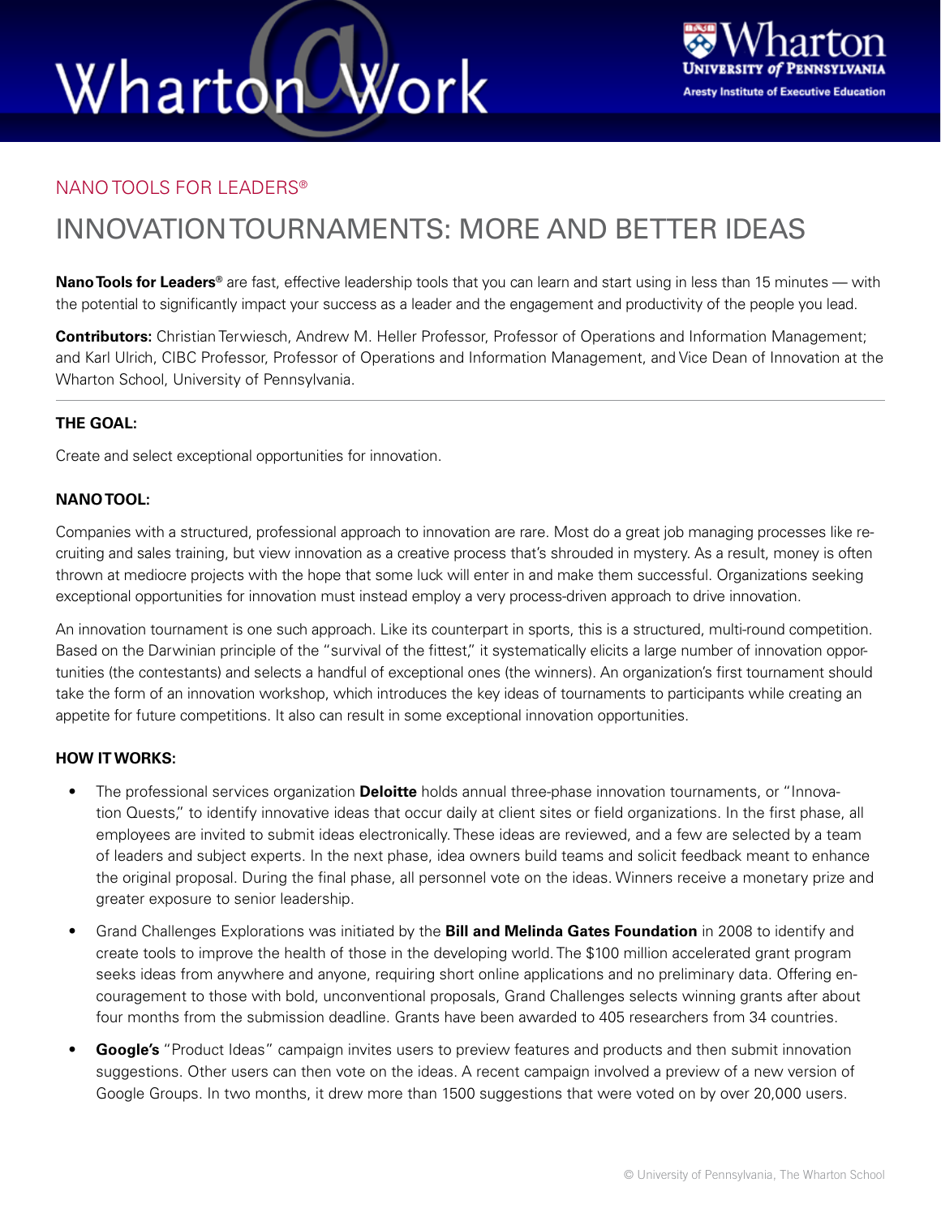NANO TOOLS FOR LEADERS®

# INNOVATION TOURNAMENTS: MORE AND BETTER IDEAS

**Nano Tools for Leaders®** are fast, effective leadership tools that you can learn and start using in less than 15 minutes — with the potential to significantly impact your success as a leader and the engagement and productivity of the people you lead.

**Contributors:** Christian Terwiesch, Andrew M. Heller Professor, Professor of Operations and Information Management; and Karl Ulrich, CIBC Professor, Professor of Operations and Information Management, and Vice Dean of Innovation at the Wharton School, University of Pennsylvania.

---

**THE GOAL:**

Create and select exceptional opportunities for innovation.

**NANO TOOL:**

Companies with a structured, professional approach to innovation are rare. Most do a great job managing processes like recruiting and sales training, but view innovation as a creative process that's shrouded in mystery. As a result, money is often thrown at mediocre projects with the hope that some luck will enter in and make them successful. Organizations seeking exceptional opportunities for innovation must instead employ a very process-driven approach to drive innovation.

An innovation tournament is one such approach. Like its counterpart in sports, this is a structured, multi-round competition. Based on the Darwinian principle of the "survival of the fittest," it systematically elicits a large number of innovation opportunities (the contestants) and selects a handful of exceptional ones (the winners). An organization's first tournament should take the form of an innovation workshop, which introduces the key ideas of tournaments to participants while creating an appetite for future competitions. It also can result in some exceptional innovation opportunities.

**HOW IT WORKS:**

- The professional services organization **Deloitte** holds annual three-phase innovation tournaments, or "Innovation Quests," to identify innovative ideas that occur daily at client sites or field organizations. In the first phase, all employees are invited to submit ideas electronically. These ideas are reviewed, and a few are selected by a team of leaders and subject experts. In the next phase, idea owners build teams and solicit feedback meant to enhance the original proposal. During the final phase, all personnel vote on the ideas. Winners receive a monetary prize and greater exposure to senior leadership.
- Grand Challenges Explorations was initiated by the **Bill and Melinda Gates Foundation** in 2008 to identify and create tools to improve the health of those in the developing world. The $100 million accelerated grant program seeks ideas from anywhere and anyone, requiring short online applications and no preliminary data. Offering encouragement to those with bold, unconventional proposals, Grand Challenges selects winning grants after about four months from the submission deadline. Grants have been awarded to 405 researchers from 34 countries.
- **Google's** "Product Ideas" campaign invites users to preview features and products and then submit innovation suggestions. Other users can then vote on the ideas. A recent campaign involved a preview of a new version of Google Groups. In two months, it drew more than 1500 suggestions that were voted on by over 20,000 users.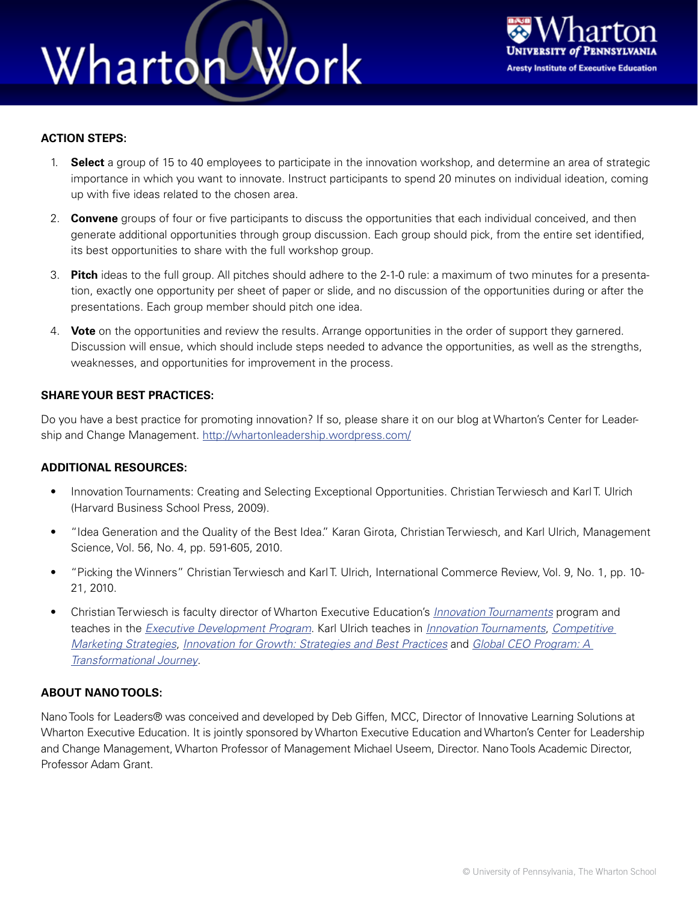**ACTION STEPS:**

1. **Select** a group of 15 to 40 employees to participate in the innovation workshop, and determine an area of strategic importance in which you want to innovate. Instruct participants to spend 20 minutes on individual ideation, coming up with five ideas related to the chosen area.
2. **Convene** groups of four or five participants to discuss the opportunities that each individual conceived, and then generate additional opportunities through group discussion. Each group should pick, from the entire set identified, its best opportunities to share with the full workshop group.
3. **Pitch** ideas to the full group. All pitches should adhere to the 2-1-0 rule: a maximum of two minutes for a presentation, exactly one opportunity per sheet of paper or slide, and no discussion of the opportunities during or after the presentations. Each group member should pitch one idea.
4. **Vote** on the opportunities and review the results. Arrange opportunities in the order of support they garnered. Discussion will ensue, which should include steps needed to advance the opportunities, as well as the strengths, weaknesses, and opportunities for improvement in the process.

**SHARE YOUR BEST PRACTICES:**

Do you have a best practice for promoting innovation? If so, please share it on our blog at Wharton's Center for Leadership and Change Management. http://whartonleadership.wordpress.com/

**ADDITIONAL RESOURCES:**

- Innovation Tournaments: Creating and Selecting Exceptional Opportunities. Christian Terwiesch and Karl T. Ulrich (Harvard Business School Press, 2009).
- "Idea Generation and the Quality of the Best Idea." Karan Girota, Christian Terwiesch, and Karl Ulrich, Management Science, Vol. 56, No. 4, pp. 591-605, 2010.
- "Picking the Winners" Christian Terwiesch and Karl T. Ulrich, International Commerce Review, Vol. 9, No. 1, pp. 10-21, 2010.
- Christian Terwiesch is faculty director of Wharton Executive Education's *Innovation Tournaments* program and teaches in the *Executive Development Program*. Karl Ulrich teaches in *Innovation Tournaments*, *Competitive Marketing Strategies*, *Innovation for Growth: Strategies and Best Practices* and *Global CEO Program: A Transformational Journey*.

**ABOUT NANO TOOLS:**

Nano Tools for Leaders® was conceived and developed by Deb Giffen, MCC, Director of Innovative Learning Solutions at Wharton Executive Education. It is jointly sponsored by Wharton Executive Education and Wharton's Center for Leadership and Change Management, Wharton Professor of Management Michael Useem, Director. Nano Tools Academic Director, Professor Adam Grant.

© University of Pennsylvania, The Wharton School